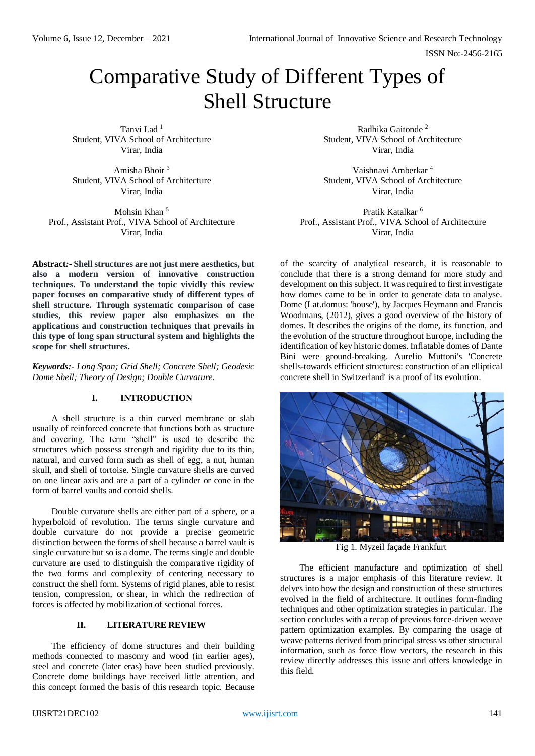# Comparative Study of Different Types of Shell Structure

Tanvi Lad [1]
Student, VIVA School of Architecture
Virar, India

Radhika Gaitonde [2]
Student, VIVA School of Architecture
Virar, India

Amisha Bhoir [3]
Student, VIVA School of Architecture
Virar, India

Vaishnavi Amberkar [4]
Student, VIVA School of Architecture
Virar, India

Mohsin Khan [5]
Prof., Assistant Prof., VIVA School of Architecture
Virar, India

Pratik Katalkar [6]
Prof., Assistant Prof., VIVA School of Architecture
Virar, India

**Abstract:- Shell structures are not just mere aesthetics, but also a modern version of innovative construction techniques. To understand the topic vividly this review paper focuses on comparative study of different types of shell structure. Through systematic comparison of case studies, this review paper also emphasizes on the applications and construction techniques that prevails in this type of long span structural system and highlights the scope for shell structures.**

***Keywords:-*** *Long Span; Grid Shell; Concrete Shell; Geodesic Dome Shell; Theory of Design; Double Curvature.*

## I. INTRODUCTION

A shell structure is a thin curved membrane or slab usually of reinforced concrete that functions both as structure and covering. The term "shell" is used to describe the structures which possess strength and rigidity due to its thin, natural, and curved form such as shell of egg, a nut, human skull, and shell of tortoise. Single curvature shells are curved on one linear axis and are a part of a cylinder or cone in the form of barrel vaults and conoid shells.

Double curvature shells are either part of a sphere, or a hyperboloid of revolution. The terms single curvature and double curvature do not provide a precise geometric distinction between the forms of shell because a barrel vault is single curvature but so is a dome. The terms single and double curvature are used to distinguish the comparative rigidity of the two forms and complexity of centering necessary to construct the shell form. Systems of rigid planes, able to resist tension, compression, or shear, in which the redirection of forces is affected by mobilization of sectional forces.

## II. LITERATURE REVIEW

The efficiency of dome structures and their building methods connected to masonry and wood (in earlier ages), steel and concrete (later eras) have been studied previously. Concrete dome buildings have received little attention, and this concept formed the basis of this research topic. Because of the scarcity of analytical research, it is reasonable to conclude that there is a strong demand for more study and development on this subject. It was required to first investigate how domes came to be in order to generate data to analyse. Dome (Lat.domus: 'house'), by Jacques Heymann and Francis Woodmans, (2012), gives a good overview of the history of domes. It describes the origins of the dome, its function, and the evolution of the structure throughout Europe, including the identification of key historic domes. Inflatable domes of Dante Bini were ground-breaking. Aurelio Muttoni's 'Concrete shells-towards efficient structures: construction of an elliptical concrete shell in Switzerland' is a proof of its evolution.

Fig 1. Myzeil façade Frankfurt

The efficient manufacture and optimization of shell structures is a major emphasis of this literature review. It delves into how the design and construction of these structures evolved in the field of architecture. It outlines form-finding techniques and other optimization strategies in particular. The section concludes with a recap of previous force-driven weave pattern optimization examples. By comparing the usage of weave patterns derived from principal stress vs other structural information, such as force flow vectors, the research in this review directly addresses this issue and offers knowledge in this field.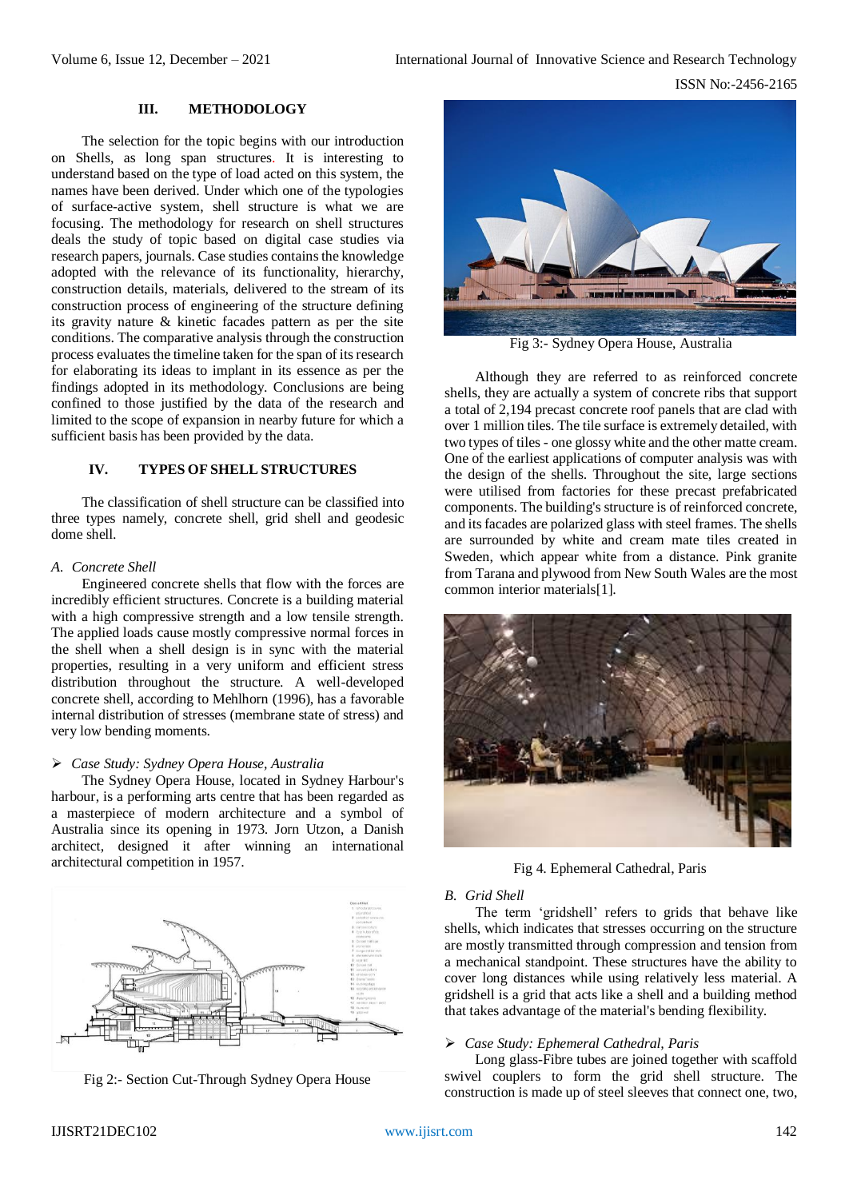## III. METHODOLOGY

The selection for the topic begins with our introduction on Shells, as long span structures. It is interesting to understand based on the type of load acted on this system, the names have been derived. Under which one of the typologies of surface-active system, shell structure is what we are focusing. The methodology for research on shell structures deals the study of topic based on digital case studies via research papers, journals. Case studies contains the knowledge adopted with the relevance of its functionality, hierarchy, construction details, materials, delivered to the stream of its construction process of engineering of the structure defining its gravity nature & kinetic facades pattern as per the site conditions. The comparative analysis through the construction process evaluates the timeline taken for the span of its research for elaborating its ideas to implant in its essence as per the findings adopted in its methodology. Conclusions are being confined to those justified by the data of the research and limited to the scope of expansion in nearby future for which a sufficient basis has been provided by the data.

## IV. TYPES OF SHELL STRUCTURES

The classification of shell structure can be classified into three types namely, concrete shell, grid shell and geodesic dome shell.

### *A. Concrete Shell*

Engineered concrete shells that flow with the forces are incredibly efficient structures. Concrete is a building material with a high compressive strength and a low tensile strength. The applied loads cause mostly compressive normal forces in the shell when a shell design is in sync with the material properties, resulting in a very uniform and efficient stress distribution throughout the structure. A well-developed concrete shell, according to Mehlhorn (1996), has a favorable internal distribution of stresses (membrane state of stress) and very low bending moments.

➢ *Case Study: Sydney Opera House, Australia*

The Sydney Opera House, located in Sydney Harbour's harbour, is a performing arts centre that has been regarded as a masterpiece of modern architecture and a symbol of Australia since its opening in 1973. Jorn Utzon, a Danish architect, designed it after winning an international architectural competition in 1957.

Fig 2:- Section Cut-Through Sydney Opera House

Fig 3:- Sydney Opera House, Australia

Although they are referred to as reinforced concrete shells, they are actually a system of concrete ribs that support a total of 2,194 precast concrete roof panels that are clad with over 1 million tiles. The tile surface is extremely detailed, with two types of tiles - one glossy white and the other matte cream. One of the earliest applications of computer analysis was with the design of the shells. Throughout the site, large sections were utilised from factories for these precast prefabricated components. The building's structure is of reinforced concrete, and its facades are polarized glass with steel frames. The shells are surrounded by white and cream mate tiles created in Sweden, which appear white from a distance. Pink granite from Tarana and plywood from New South Wales are the most common interior materials[1].

Fig 4. Ephemeral Cathedral, Paris

### *B. Grid Shell*

The term 'gridshell' refers to grids that behave like shells, which indicates that stresses occurring on the structure are mostly transmitted through compression and tension from a mechanical standpoint. These structures have the ability to cover long distances while using relatively less material. A gridshell is a grid that acts like a shell and a building method that takes advantage of the material's bending flexibility.

➢ *Case Study: Ephemeral Cathedral, Paris*

Long glass-Fibre tubes are joined together with scaffold swivel couplers to form the grid shell structure. The construction is made up of steel sleeves that connect one, two,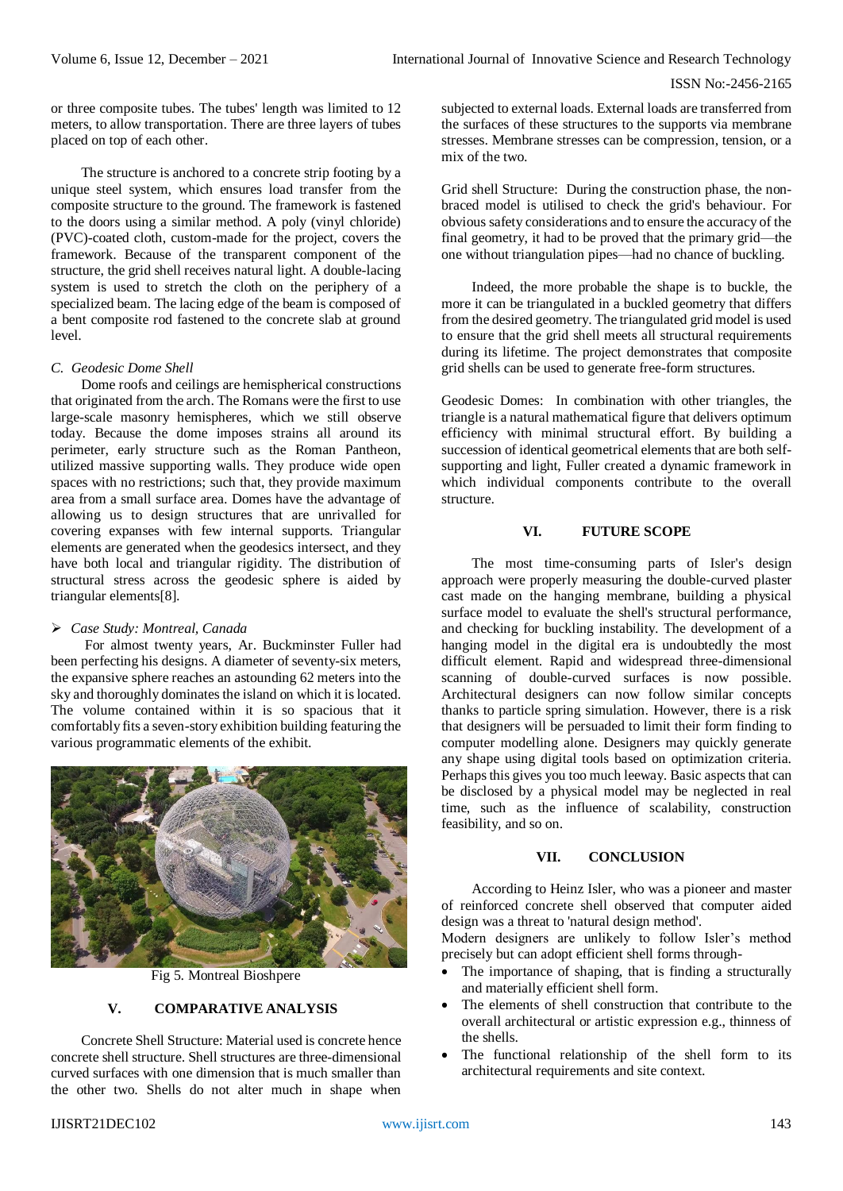or three composite tubes. The tubes' length was limited to 12 meters, to allow transportation. There are three layers of tubes placed on top of each other.

The structure is anchored to a concrete strip footing by a unique steel system, which ensures load transfer from the composite structure to the ground. The framework is fastened to the doors using a similar method. A poly (vinyl chloride) (PVC)-coated cloth, custom-made for the project, covers the framework. Because of the transparent component of the structure, the grid shell receives natural light. A double-lacing system is used to stretch the cloth on the periphery of a specialized beam. The lacing edge of the beam is composed of a bent composite rod fastened to the concrete slab at ground level.

### *C. Geodesic Dome Shell*

Dome roofs and ceilings are hemispherical constructions that originated from the arch. The Romans were the first to use large-scale masonry hemispheres, which we still observe today. Because the dome imposes strains all around its perimeter, early structure such as the Roman Pantheon, utilized massive supporting walls. They produce wide open spaces with no restrictions; such that, they provide maximum area from a small surface area. Domes have the advantage of allowing us to design structures that are unrivalled for covering expanses with few internal supports. Triangular elements are generated when the geodesics intersect, and they have both local and triangular rigidity. The distribution of structural stress across the geodesic sphere is aided by triangular elements[8].

➢ *Case Study: Montreal, Canada*

For almost twenty years, Ar. Buckminster Fuller had been perfecting his designs. A diameter of seventy-six meters, the expansive sphere reaches an astounding 62 meters into the sky and thoroughly dominates the island on which it is located. The volume contained within it is so spacious that it comfortably fits a seven-story exhibition building featuring the various programmatic elements of the exhibit.

Fig 5. Montreal Bioshpere

## V. COMPARATIVE ANALYSIS

Concrete Shell Structure: Material used is concrete hence concrete shell structure. Shell structures are three-dimensional curved surfaces with one dimension that is much smaller than the other two. Shells do not alter much in shape when subjected to external loads. External loads are transferred from the surfaces of these structures to the supports via membrane stresses. Membrane stresses can be compression, tension, or a mix of the two.

Grid shell Structure: During the construction phase, the non-braced model is utilised to check the grid's behaviour. For obvious safety considerations and to ensure the accuracy of the final geometry, it had to be proved that the primary grid—the one without triangulation pipes—had no chance of buckling.

Indeed, the more probable the shape is to buckle, the more it can be triangulated in a buckled geometry that differs from the desired geometry. The triangulated grid model is used to ensure that the grid shell meets all structural requirements during its lifetime. The project demonstrates that composite grid shells can be used to generate free-form structures.

Geodesic Domes: In combination with other triangles, the triangle is a natural mathematical figure that delivers optimum efficiency with minimal structural effort. By building a succession of identical geometrical elements that are both self-supporting and light, Fuller created a dynamic framework in which individual components contribute to the overall structure.

## VI. FUTURE SCOPE

The most time-consuming parts of Isler's design approach were properly measuring the double-curved plaster cast made on the hanging membrane, building a physical surface model to evaluate the shell's structural performance, and checking for buckling instability. The development of a hanging model in the digital era is undoubtedly the most difficult element. Rapid and widespread three-dimensional scanning of double-curved surfaces is now possible. Architectural designers can now follow similar concepts thanks to particle spring simulation. However, there is a risk that designers will be persuaded to limit their form finding to computer modelling alone. Designers may quickly generate any shape using digital tools based on optimization criteria. Perhaps this gives you too much leeway. Basic aspects that can be disclosed by a physical model may be neglected in real time, such as the influence of scalability, construction feasibility, and so on.

## VII. CONCLUSION

According to Heinz Isler, who was a pioneer and master of reinforced concrete shell observed that computer aided design was a threat to 'natural design method'.

Modern designers are unlikely to follow Isler's method precisely but can adopt efficient shell forms through-

- The importance of shaping, that is finding a structurally and materially efficient shell form.
- The elements of shell construction that contribute to the overall architectural or artistic expression e.g., thinness of the shells.
- The functional relationship of the shell form to its architectural requirements and site context.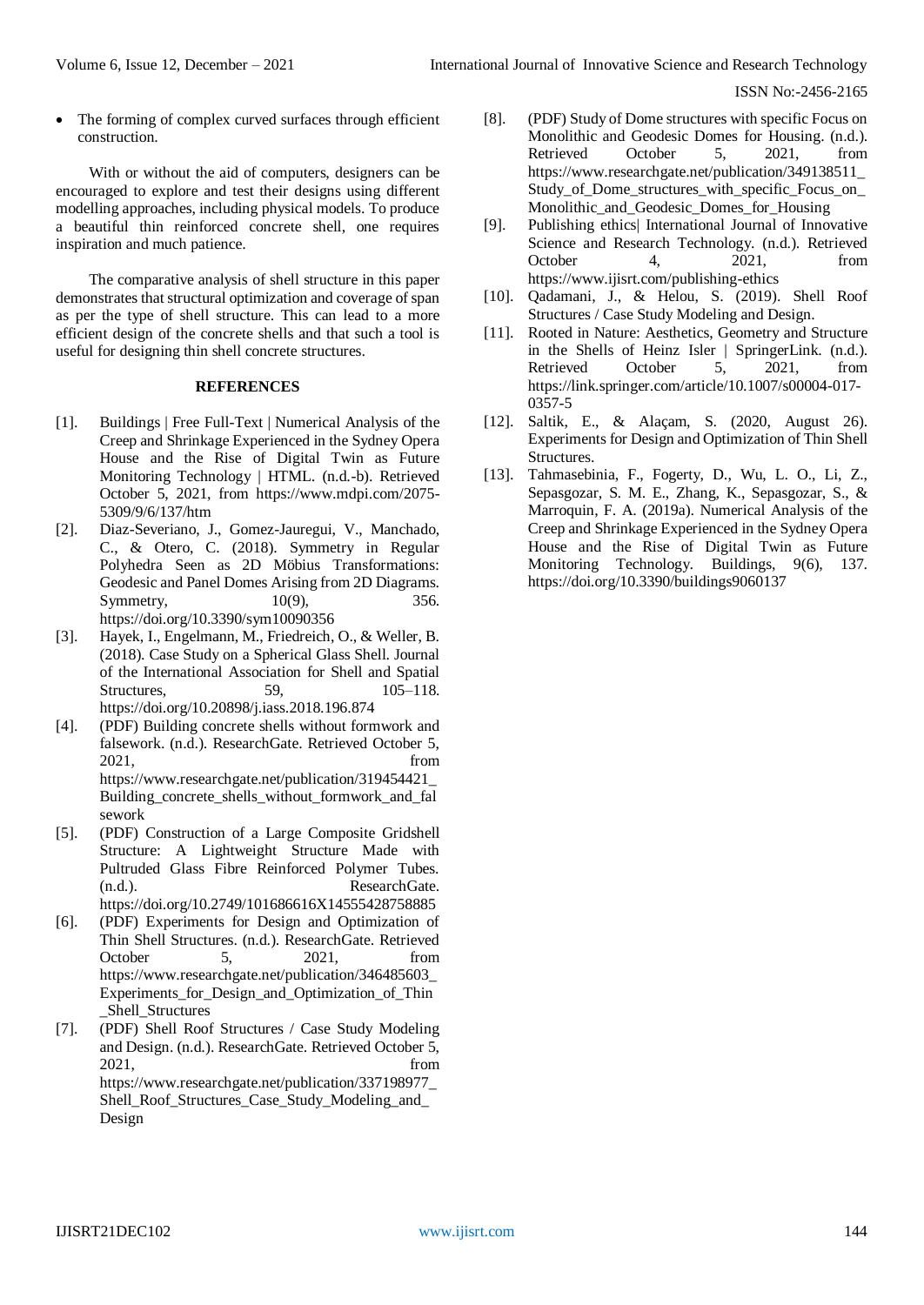- The forming of complex curved surfaces through efficient construction.

With or without the aid of computers, designers can be encouraged to explore and test their designs using different modelling approaches, including physical models. To produce a beautiful thin reinforced concrete shell, one requires inspiration and much patience.

The comparative analysis of shell structure in this paper demonstrates that structural optimization and coverage of span as per the type of shell structure. This can lead to a more efficient design of the concrete shells and that such a tool is useful for designing thin shell concrete structures.

## REFERENCES

[1]. Buildings | Free Full-Text | Numerical Analysis of the Creep and Shrinkage Experienced in the Sydney Opera House and the Rise of Digital Twin as Future Monitoring Technology | HTML. (n.d.-b). Retrieved October 5, 2021, from https://www.mdpi.com/2075-5309/9/6/137/htm

[2]. Diaz-Severiano, J., Gomez-Jauregui, V., Manchado, C., & Otero, C. (2018). Symmetry in Regular Polyhedra Seen as 2D Möbius Transformations: Geodesic and Panel Domes Arising from 2D Diagrams. Symmetry, 10(9), 356. https://doi.org/10.3390/sym10090356

[3]. Hayek, I., Engelmann, M., Friedreich, O., & Weller, B. (2018). Case Study on a Spherical Glass Shell. Journal of the International Association for Shell and Spatial Structures, 59, 105–118. https://doi.org/10.20898/j.iass.2018.196.874

[4]. (PDF) Building concrete shells without formwork and falsework. (n.d.). ResearchGate. Retrieved October 5, 2021, from https://www.researchgate.net/publication/319454421_Building_concrete_shells_without_formwork_and_falsework

[5]. (PDF) Construction of a Large Composite Gridshell Structure: A Lightweight Structure Made with Pultruded Glass Fibre Reinforced Polymer Tubes. (n.d.). ResearchGate. https://doi.org/10.2749/101686616X14555428758885

[6]. (PDF) Experiments for Design and Optimization of Thin Shell Structures. (n.d.). ResearchGate. Retrieved October 5, 2021, from https://www.researchgate.net/publication/346485603_Experiments_for_Design_and_Optimization_of_Thin_Shell_Structures

[7]. (PDF) Shell Roof Structures / Case Study Modeling and Design. (n.d.). ResearchGate. Retrieved October 5, 2021, from https://www.researchgate.net/publication/337198977_Shell_Roof_Structures_Case_Study_Modeling_and_Design

[8]. (PDF) Study of Dome structures with specific Focus on Monolithic and Geodesic Domes for Housing. (n.d.). Retrieved October 5, 2021, from https://www.researchgate.net/publication/349138511_Study_of_Dome_structures_with_specific_Focus_on_Monolithic_and_Geodesic_Domes_for_Housing

[9]. Publishing ethics| International Journal of Innovative Science and Research Technology. (n.d.). Retrieved October 4, 2021, from https://www.ijisrt.com/publishing-ethics

[10]. Qadamani, J., & Helou, S. (2019). Shell Roof Structures / Case Study Modeling and Design.

[11]. Rooted in Nature: Aesthetics, Geometry and Structure in the Shells of Heinz Isler | SpringerLink. (n.d.). Retrieved October 5, 2021, from https://link.springer.com/article/10.1007/s00004-017-0357-5

[12]. Saltik, E., & Alaçam, S. (2020, August 26). Experiments for Design and Optimization of Thin Shell Structures.

[13]. Tahmasebinia, F., Fogerty, D., Wu, L. O., Li, Z., Sepasgozar, S. M. E., Zhang, K., Sepasgozar, S., & Marroquin, F. A. (2019a). Numerical Analysis of the Creep and Shrinkage Experienced in the Sydney Opera House and the Rise of Digital Twin as Future Monitoring Technology. Buildings, 9(6), 137. https://doi.org/10.3390/buildings9060137